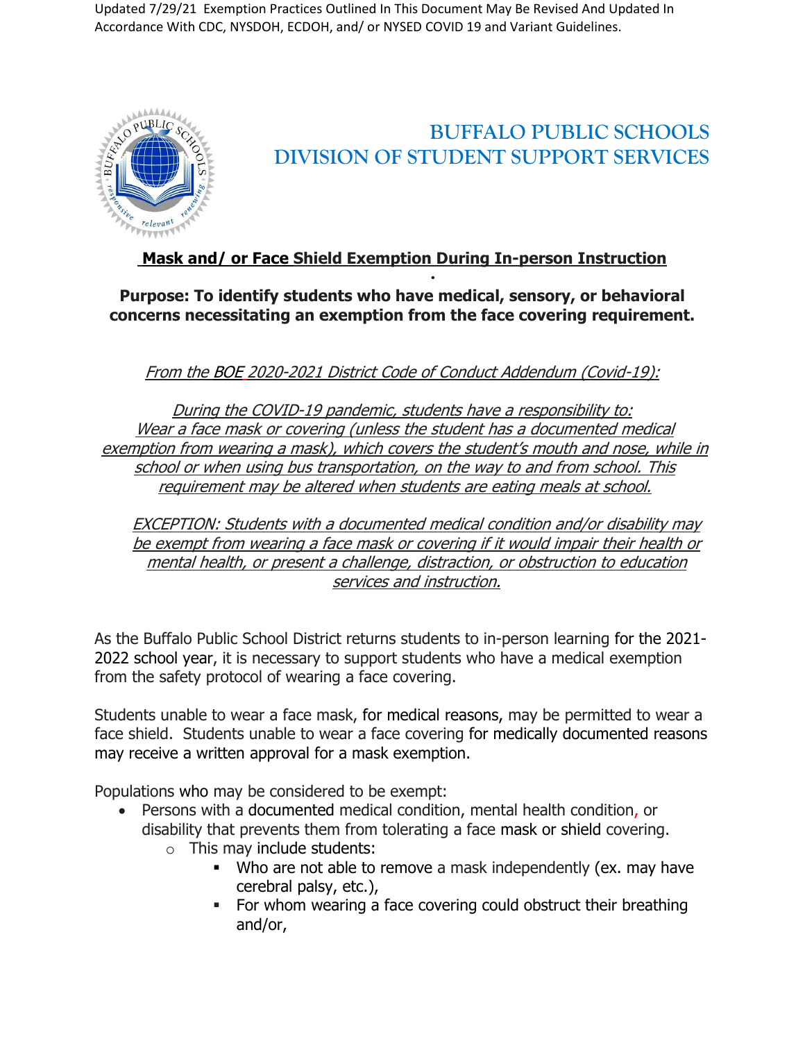Updated 7/29/21 Exemption Practices Outlined In This Document May Be Revised And Updated In Accordance With CDC, NYSDOH, ECDOH, and/ or NYSED COVID 19 and Variant Guidelines.

# BUFFALO PUBLIC SCHOOLS
# DIVISION OF STUDENT SUPPORT SERVICES

## Mask and/ or Face Shield Exemption During In-person Instruction

**Purpose: To identify students who have medical, sensory, or behavioral concerns necessitating an exemption from the face covering requirement.**

*From the BOE 2020-2021 District Code of Conduct Addendum (Covid-19):*

*During the COVID-19 pandemic, students have a responsibility to: Wear a face mask or covering (unless the student has a documented medical exemption from wearing a mask), which covers the student's mouth and nose, while in school or when using bus transportation, on the way to and from school. This requirement may be altered when students are eating meals at school.*

*EXCEPTION: Students with a documented medical condition and/or disability may be exempt from wearing a face mask or covering if it would impair their health or mental health, or present a challenge, distraction, or obstruction to education services and instruction.*

As the Buffalo Public School District returns students to in-person learning for the 2021-2022 school year, it is necessary to support students who have a medical exemption from the safety protocol of wearing a face covering.

Students unable to wear a face mask, for medical reasons, may be permitted to wear a face shield. Students unable to wear a face covering for medically documented reasons may receive a written approval for a mask exemption.

Populations who may be considered to be exempt:

- Persons with a documented medical condition, mental health condition, or disability that prevents them from tolerating a face mask or shield covering.
  - This may include students:
    - Who are not able to remove a mask independently (ex. may have cerebral palsy, etc.),
    - For whom wearing a face covering could obstruct their breathing and/or,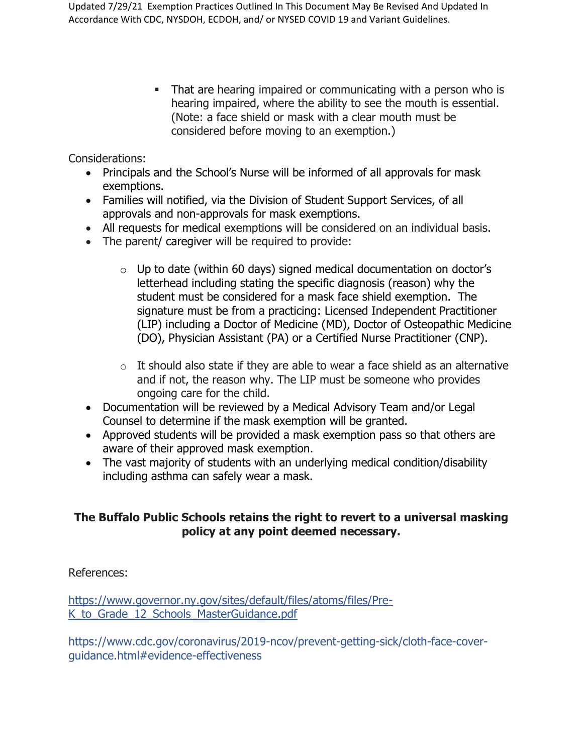- That are hearing impaired or communicating with a person who is hearing impaired, where the ability to see the mouth is essential. (Note: a face shield or mask with a clear mouth must be considered before moving to an exemption.)

Considerations:

- Principals and the School's Nurse will be informed of all approvals for mask exemptions.
- Families will notified, via the Division of Student Support Services, of all approvals and non-approvals for mask exemptions.
- All requests for medical exemptions will be considered on an individual basis.
- The parent/ caregiver will be required to provide:
    - Up to date (within 60 days) signed medical documentation on doctor's letterhead including stating the specific diagnosis (reason) why the student must be considered for a mask face shield exemption. The signature must be from a practicing: Licensed Independent Practitioner (LIP) including a Doctor of Medicine (MD), Doctor of Osteopathic Medicine (DO), Physician Assistant (PA) or a Certified Nurse Practitioner (CNP).
    - It should also state if they are able to wear a face shield as an alternative and if not, the reason why. The LIP must be someone who provides ongoing care for the child.
- Documentation will be reviewed by a Medical Advisory Team and/or Legal Counsel to determine if the mask exemption will be granted.
- Approved students will be provided a mask exemption pass so that others are aware of their approved mask exemption.
- The vast majority of students with an underlying medical condition/disability including asthma can safely wear a mask.

**The Buffalo Public Schools retains the right to revert to a universal masking policy at any point deemed necessary.**

References:

https://www.governor.ny.gov/sites/default/files/atoms/files/Pre-K_to_Grade_12_Schools_MasterGuidance.pdf

https://www.cdc.gov/coronavirus/2019-ncov/prevent-getting-sick/cloth-face-cover-guidance.html#evidence-effectiveness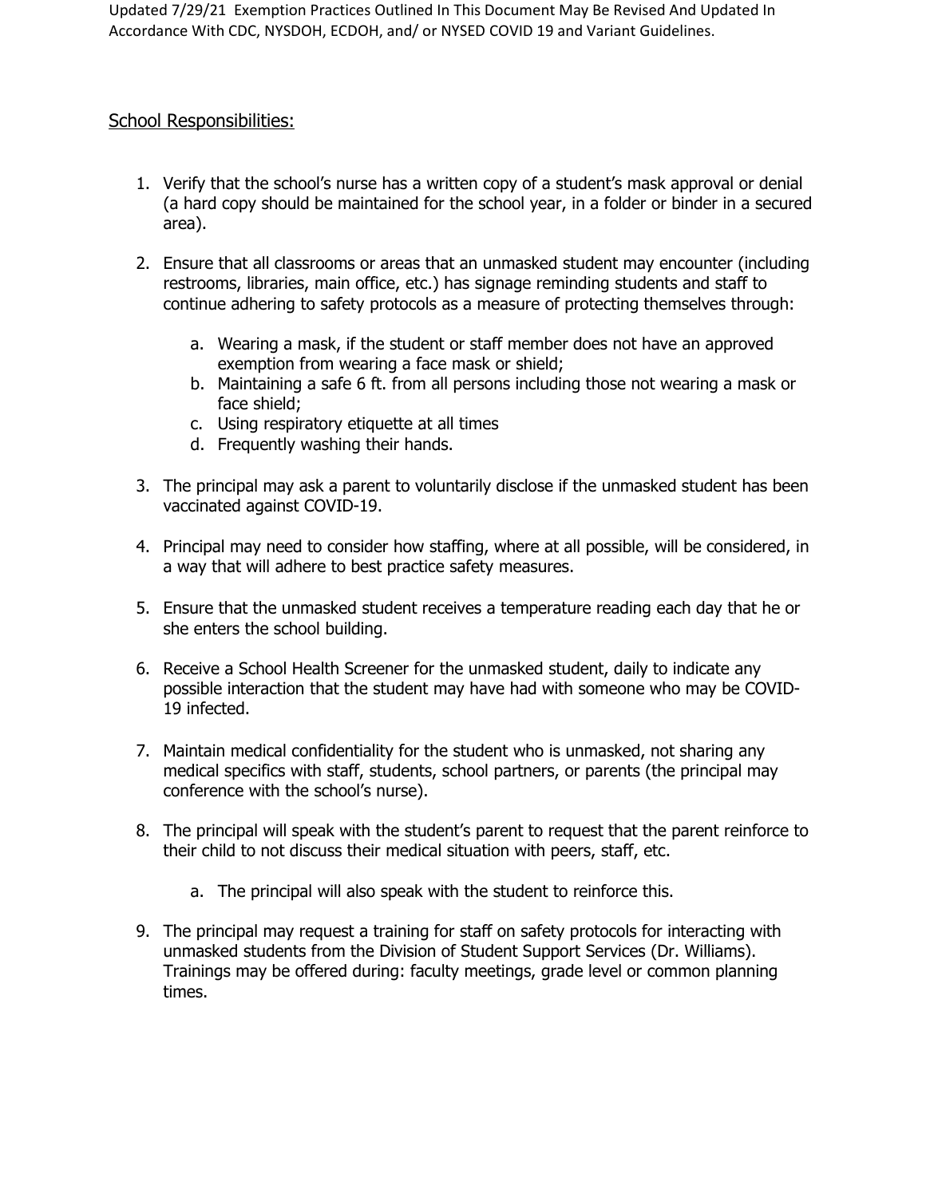## School Responsibilities:

1. Verify that the school's nurse has a written copy of a student's mask approval or denial (a hard copy should be maintained for the school year, in a folder or binder in a secured area).

2. Ensure that all classrooms or areas that an unmasked student may encounter (including restrooms, libraries, main office, etc.) has signage reminding students and staff to continue adhering to safety protocols as a measure of protecting themselves through:

   a. Wearing a mask, if the student or staff member does not have an approved exemption from wearing a face mask or shield;
   b. Maintaining a safe 6 ft. from all persons including those not wearing a mask or face shield;
   c. Using respiratory etiquette at all times
   d. Frequently washing their hands.

3. The principal may ask a parent to voluntarily disclose if the unmasked student has been vaccinated against COVID-19.

4. Principal may need to consider how staffing, where at all possible, will be considered, in a way that will adhere to best practice safety measures.

5. Ensure that the unmasked student receives a temperature reading each day that he or she enters the school building.

6. Receive a School Health Screener for the unmasked student, daily to indicate any possible interaction that the student may have had with someone who may be COVID-19 infected.

7. Maintain medical confidentiality for the student who is unmasked, not sharing any medical specifics with staff, students, school partners, or parents (the principal may conference with the school's nurse).

8. The principal will speak with the student's parent to request that the parent reinforce to their child to not discuss their medical situation with peers, staff, etc.

   a. The principal will also speak with the student to reinforce this.

9. The principal may request a training for staff on safety protocols for interacting with unmasked students from the Division of Student Support Services (Dr. Williams). Trainings may be offered during: faculty meetings, grade level or common planning times.